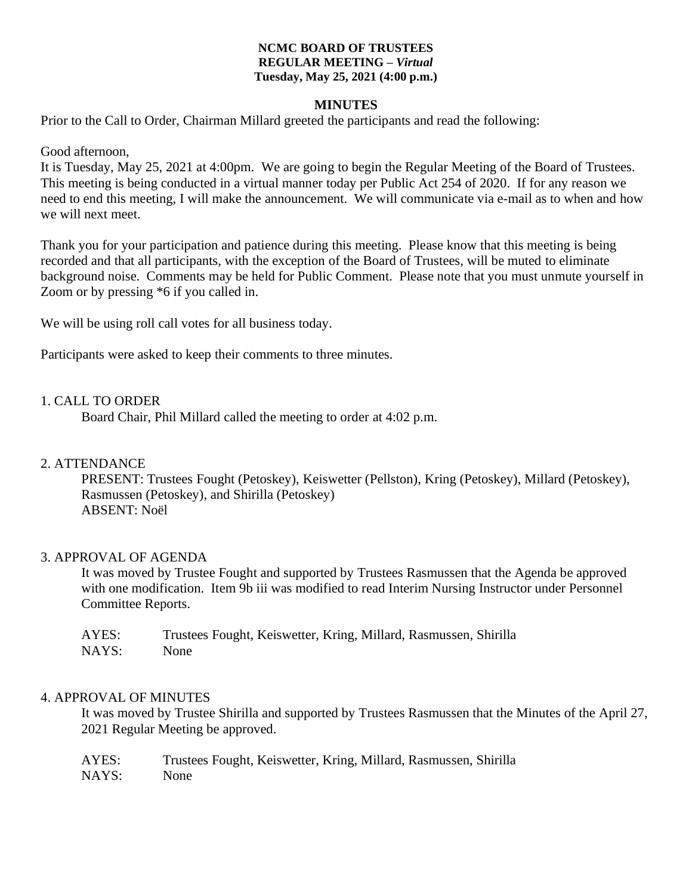**NCMC BOARD OF TRUSTEES**
**REGULAR MEETING – *Virtual***
**Tuesday, May 25, 2021 (4:00 p.m.)**

**MINUTES**

Prior to the Call to Order, Chairman Millard greeted the participants and read the following:

Good afternoon,
It is Tuesday, May 25, 2021 at 4:00pm. We are going to begin the Regular Meeting of the Board of Trustees. This meeting is being conducted in a virtual manner today per Public Act 254 of 2020. If for any reason we need to end this meeting, I will make the announcement. We will communicate via e-mail as to when and how we will next meet.

Thank you for your participation and patience during this meeting. Please know that this meeting is being recorded and that all participants, with the exception of the Board of Trustees, will be muted to eliminate background noise. Comments may be held for Public Comment. Please note that you must unmute yourself in Zoom or by pressing *6 if you called in.

We will be using roll call votes for all business today.

Participants were asked to keep their comments to three minutes.

1. CALL TO ORDER

Board Chair, Phil Millard called the meeting to order at 4:02 p.m.

2. ATTENDANCE

PRESENT: Trustees Fought (Petoskey), Keiswetter (Pellston), Kring (Petoskey), Millard (Petoskey), Rasmussen (Petoskey), and Shirilla (Petoskey)
ABSENT: Noël

3. APPROVAL OF AGENDA

It was moved by Trustee Fought and supported by Trustees Rasmussen that the Agenda be approved with one modification. Item 9b iii was modified to read Interim Nursing Instructor under Personnel Committee Reports.

AYES: Trustees Fought, Keiswetter, Kring, Millard, Rasmussen, Shirilla
NAYS: None

4. APPROVAL OF MINUTES

It was moved by Trustee Shirilla and supported by Trustees Rasmussen that the Minutes of the April 27, 2021 Regular Meeting be approved.

AYES: Trustees Fought, Keiswetter, Kring, Millard, Rasmussen, Shirilla
NAYS: None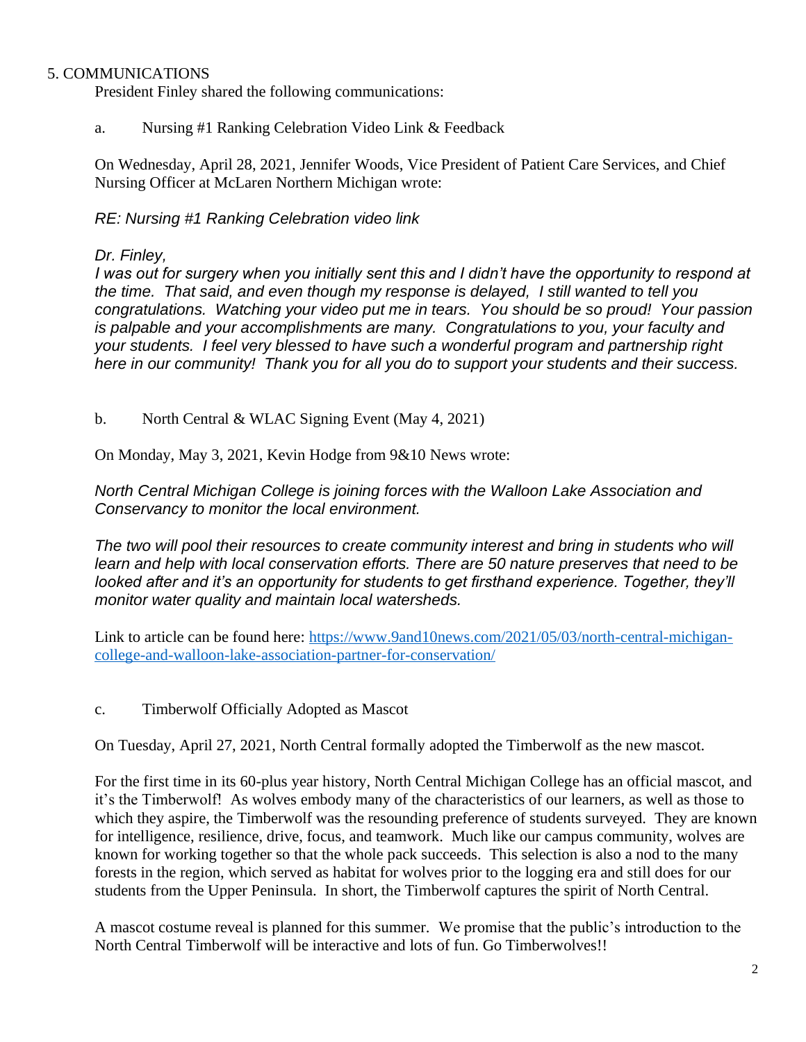## 5. COMMUNICATIONS

President Finley shared the following communications:

a. Nursing #1 Ranking Celebration Video Link & Feedback

On Wednesday, April 28, 2021, Jennifer Woods, Vice President of Patient Care Services, and Chief Nursing Officer at McLaren Northern Michigan wrote:

*RE: Nursing #1 Ranking Celebration video link*

*Dr. Finley,*
*I was out for surgery when you initially sent this and I didn't have the opportunity to respond at the time. That said, and even though my response is delayed, I still wanted to tell you congratulations. Watching your video put me in tears. You should be so proud! Your passion is palpable and your accomplishments are many. Congratulations to you, your faculty and your students. I feel very blessed to have such a wonderful program and partnership right here in our community! Thank you for all you do to support your students and their success.*

b. North Central & WLAC Signing Event (May 4, 2021)

On Monday, May 3, 2021, Kevin Hodge from 9&10 News wrote:

*North Central Michigan College is joining forces with the Walloon Lake Association and Conservancy to monitor the local environment.*

*The two will pool their resources to create community interest and bring in students who will learn and help with local conservation efforts. There are 50 nature preserves that need to be looked after and it's an opportunity for students to get firsthand experience. Together, they'll monitor water quality and maintain local watersheds.*

Link to article can be found here: [https://www.9and10news.com/2021/05/03/north-central-michigan-college-and-walloon-lake-association-partner-for-conservation/](https://www.9and10news.com/2021/05/03/north-central-michigan-college-and-walloon-lake-association-partner-for-conservation/)

c. Timberwolf Officially Adopted as Mascot

On Tuesday, April 27, 2021, North Central formally adopted the Timberwolf as the new mascot.

For the first time in its 60-plus year history, North Central Michigan College has an official mascot, and it's the Timberwolf! As wolves embody many of the characteristics of our learners, as well as those to which they aspire, the Timberwolf was the resounding preference of students surveyed. They are known for intelligence, resilience, drive, focus, and teamwork. Much like our campus community, wolves are known for working together so that the whole pack succeeds. This selection is also a nod to the many forests in the region, which served as habitat for wolves prior to the logging era and still does for our students from the Upper Peninsula. In short, the Timberwolf captures the spirit of North Central.

A mascot costume reveal is planned for this summer. We promise that the public's introduction to the North Central Timberwolf will be interactive and lots of fun. Go Timberwolves!!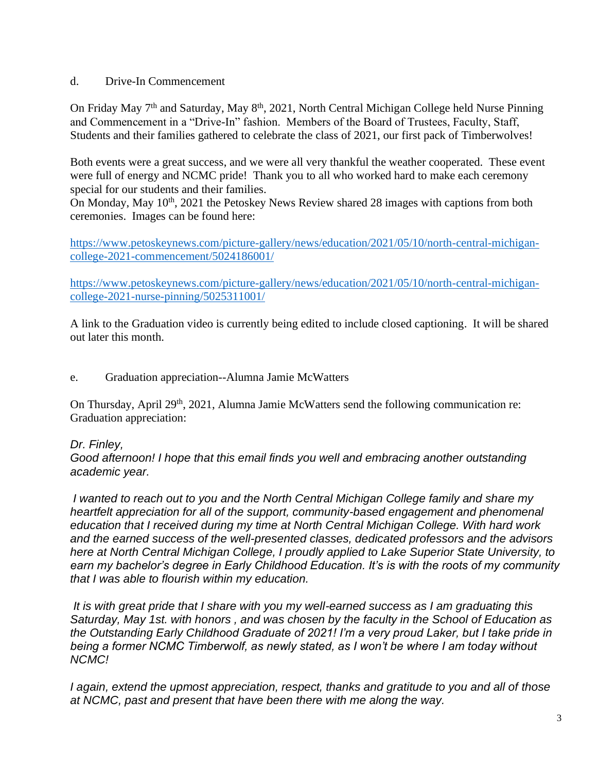d. Drive-In Commencement

On Friday May 7th and Saturday, May 8th, 2021, North Central Michigan College held Nurse Pinning and Commencement in a "Drive-In" fashion. Members of the Board of Trustees, Faculty, Staff, Students and their families gathered to celebrate the class of 2021, our first pack of Timberwolves!

Both events were a great success, and we were all very thankful the weather cooperated. These event were full of energy and NCMC pride! Thank you to all who worked hard to make each ceremony special for our students and their families.

On Monday, May 10th, 2021 the Petoskey News Review shared 28 images with captions from both ceremonies. Images can be found here:

https://www.petoskeynews.com/picture-gallery/news/education/2021/05/10/north-central-michigan-college-2021-commencement/5024186001/

https://www.petoskeynews.com/picture-gallery/news/education/2021/05/10/north-central-michigan-college-2021-nurse-pinning/5025311001/

A link to the Graduation video is currently being edited to include closed captioning. It will be shared out later this month.

e. Graduation appreciation--Alumna Jamie McWatters

On Thursday, April 29th, 2021, Alumna Jamie McWatters send the following communication re: Graduation appreciation:

*Dr. Finley,*
*Good afternoon! I hope that this email finds you well and embracing another outstanding academic year.*

*I wanted to reach out to you and the North Central Michigan College family and share my heartfelt appreciation for all of the support, community-based engagement and phenomenal education that I received during my time at North Central Michigan College. With hard work and the earned success of the well-presented classes, dedicated professors and the advisors here at North Central Michigan College, I proudly applied to Lake Superior State University, to earn my bachelor's degree in Early Childhood Education. It's is with the roots of my community that I was able to flourish within my education.*

*It is with great pride that I share with you my well-earned success as I am graduating this Saturday, May 1st. with honors , and was chosen by the faculty in the School of Education as the Outstanding Early Childhood Graduate of 2021! I'm a very proud Laker, but I take pride in being a former NCMC Timberwolf, as newly stated, as I won't be where I am today without NCMC!*

*I again, extend the upmost appreciation, respect, thanks and gratitude to you and all of those at NCMC, past and present that have been there with me along the way.*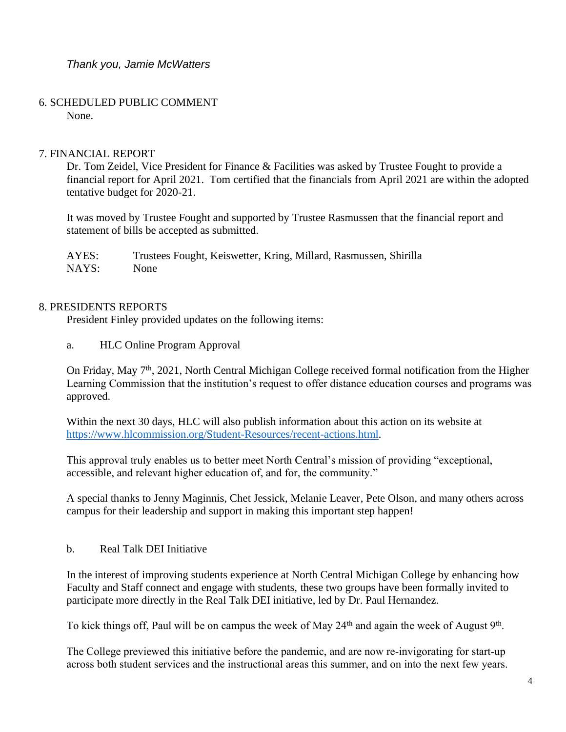*Thank you, Jamie McWatters*

6. SCHEDULED PUBLIC COMMENT

None.

7. FINANCIAL REPORT

Dr. Tom Zeidel, Vice President for Finance & Facilities was asked by Trustee Fought to provide a financial report for April 2021. Tom certified that the financials from April 2021 are within the adopted tentative budget for 2020-21.

It was moved by Trustee Fought and supported by Trustee Rasmussen that the financial report and statement of bills be accepted as submitted.

AYES: Trustees Fought, Keiswetter, Kring, Millard, Rasmussen, Shirilla
NAYS: None

8. PRESIDENTS REPORTS

President Finley provided updates on the following items:

a. HLC Online Program Approval

On Friday, May 7th, 2021, North Central Michigan College received formal notification from the Higher Learning Commission that the institution's request to offer distance education courses and programs was approved.

Within the next 30 days, HLC will also publish information about this action on its website at https://www.hlcommission.org/Student-Resources/recent-actions.html.

This approval truly enables us to better meet North Central's mission of providing "exceptional, accessible, and relevant higher education of, and for, the community."

A special thanks to Jenny Maginnis, Chet Jessick, Melanie Leaver, Pete Olson, and many others across campus for their leadership and support in making this important step happen!

b. Real Talk DEI Initiative

In the interest of improving students experience at North Central Michigan College by enhancing how Faculty and Staff connect and engage with students, these two groups have been formally invited to participate more directly in the Real Talk DEI initiative, led by Dr. Paul Hernandez.

To kick things off, Paul will be on campus the week of May 24th and again the week of August 9th.

The College previewed this initiative before the pandemic, and are now re-invigorating for start-up across both student services and the instructional areas this summer, and on into the next few years.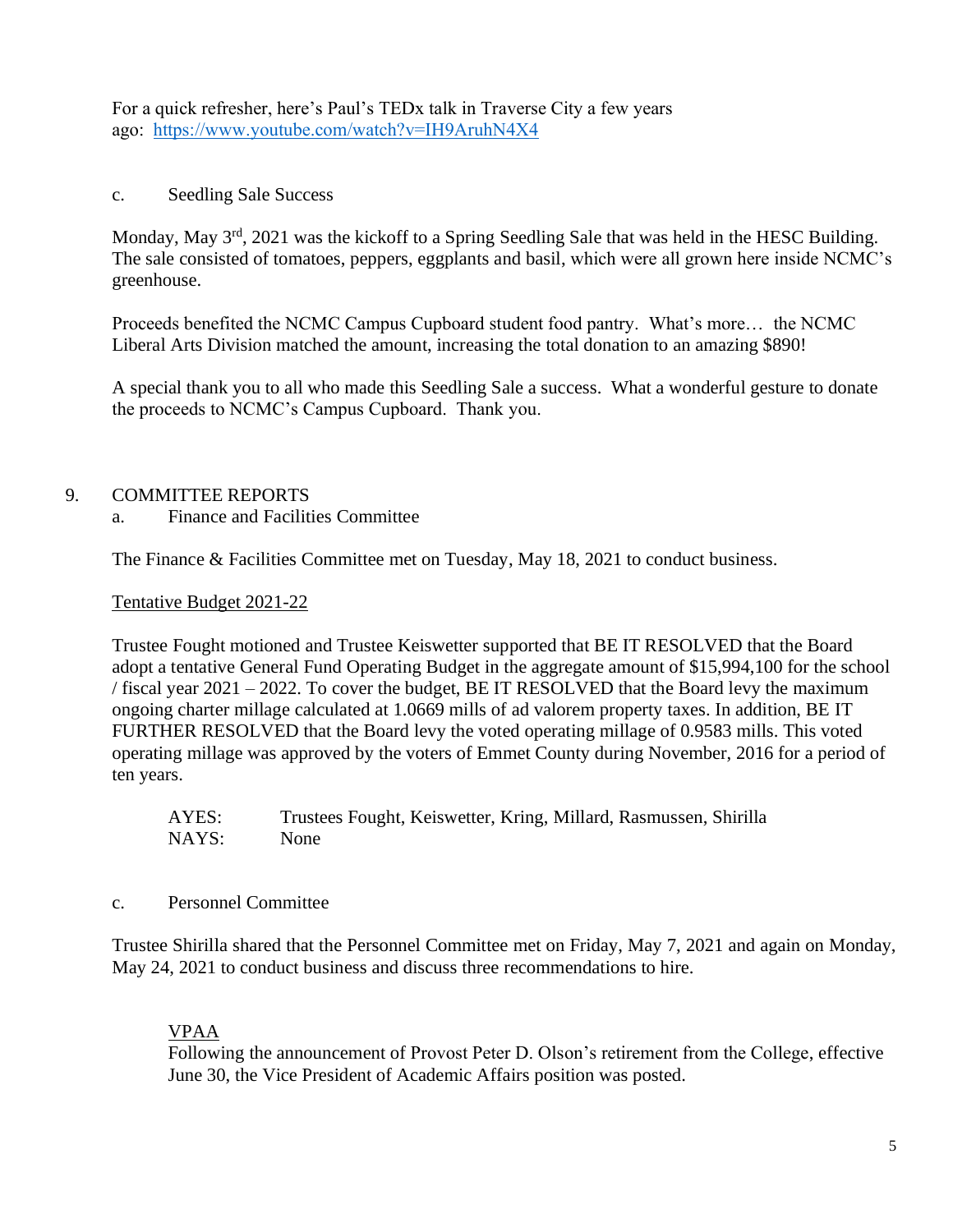For a quick refresher, here's Paul's TEDx talk in Traverse City a few years ago: https://www.youtube.com/watch?v=IH9AruhN4X4

c. Seedling Sale Success

Monday, May 3rd, 2021 was the kickoff to a Spring Seedling Sale that was held in the HESC Building. The sale consisted of tomatoes, peppers, eggplants and basil, which were all grown here inside NCMC's greenhouse.

Proceeds benefited the NCMC Campus Cupboard student food pantry. What's more… the NCMC Liberal Arts Division matched the amount, increasing the total donation to an amazing $890!

A special thank you to all who made this Seedling Sale a success. What a wonderful gesture to donate the proceeds to NCMC's Campus Cupboard. Thank you.

9. COMMITTEE REPORTS

a. Finance and Facilities Committee

The Finance & Facilities Committee met on Tuesday, May 18, 2021 to conduct business.

Tentative Budget 2021-22

Trustee Fought motioned and Trustee Keiswetter supported that BE IT RESOLVED that the Board adopt a tentative General Fund Operating Budget in the aggregate amount of $15,994,100 for the school / fiscal year 2021 – 2022. To cover the budget, BE IT RESOLVED that the Board levy the maximum ongoing charter millage calculated at 1.0669 mills of ad valorem property taxes. In addition, BE IT FURTHER RESOLVED that the Board levy the voted operating millage of 0.9583 mills. This voted operating millage was approved by the voters of Emmet County during November, 2016 for a period of ten years.

AYES: Trustees Fought, Keiswetter, Kring, Millard, Rasmussen, Shirilla
NAYS: None

c. Personnel Committee

Trustee Shirilla shared that the Personnel Committee met on Friday, May 7, 2021 and again on Monday, May 24, 2021 to conduct business and discuss three recommendations to hire.

VPAA

Following the announcement of Provost Peter D. Olson's retirement from the College, effective June 30, the Vice President of Academic Affairs position was posted.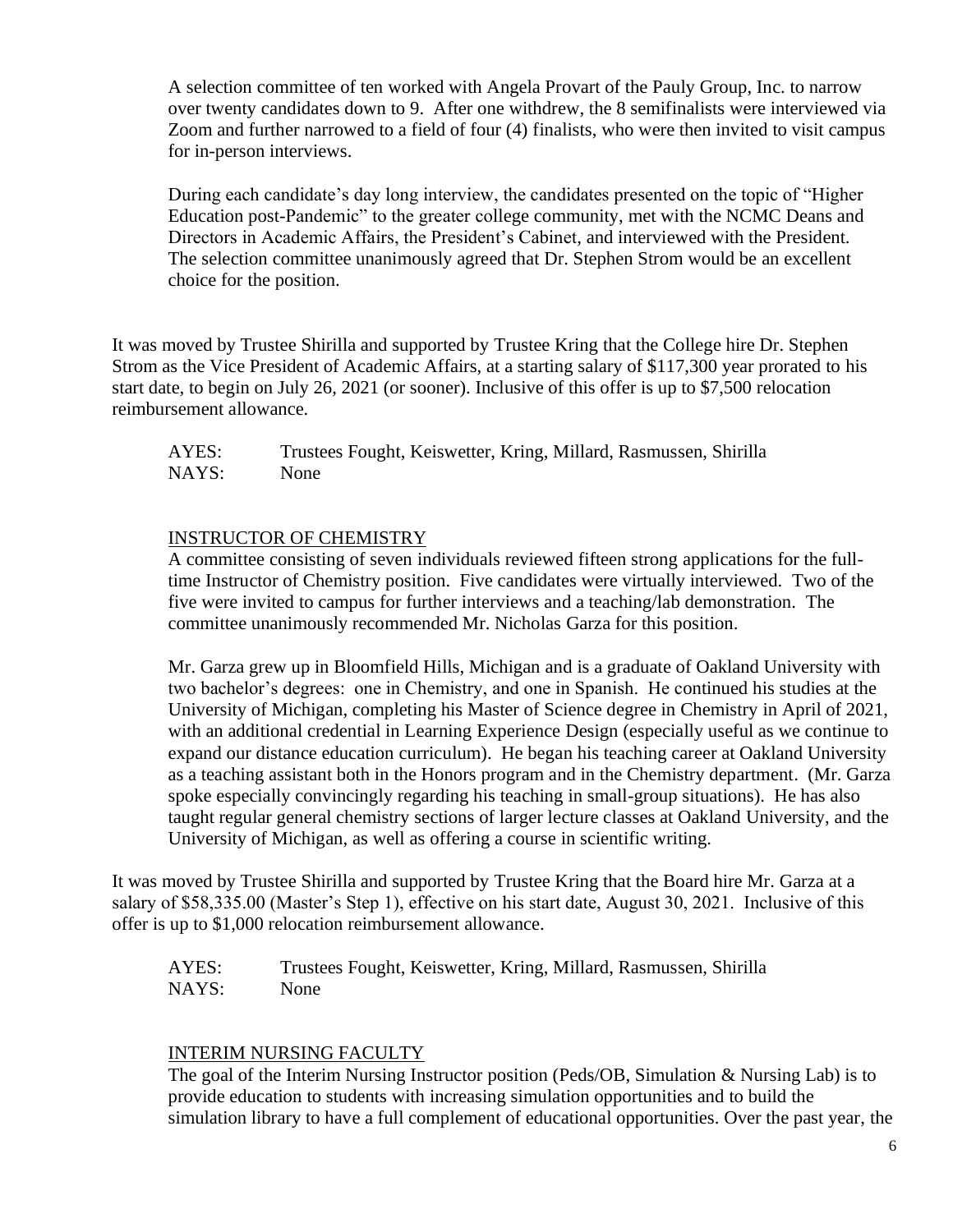A selection committee of ten worked with Angela Provart of the Pauly Group, Inc. to narrow over twenty candidates down to 9. After one withdrew, the 8 semifinalists were interviewed via Zoom and further narrowed to a field of four (4) finalists, who were then invited to visit campus for in-person interviews.

During each candidate's day long interview, the candidates presented on the topic of "Higher Education post-Pandemic" to the greater college community, met with the NCMC Deans and Directors in Academic Affairs, the President's Cabinet, and interviewed with the President. The selection committee unanimously agreed that Dr. Stephen Strom would be an excellent choice for the position.

It was moved by Trustee Shirilla and supported by Trustee Kring that the College hire Dr. Stephen Strom as the Vice President of Academic Affairs, at a starting salary of $117,300 year prorated to his start date, to begin on July 26, 2021 (or sooner). Inclusive of this offer is up to $7,500 relocation reimbursement allowance.

AYES: Trustees Fought, Keiswetter, Kring, Millard, Rasmussen, Shirilla
NAYS: None

INSTRUCTOR OF CHEMISTRY

A committee consisting of seven individuals reviewed fifteen strong applications for the full-time Instructor of Chemistry position. Five candidates were virtually interviewed. Two of the five were invited to campus for further interviews and a teaching/lab demonstration. The committee unanimously recommended Mr. Nicholas Garza for this position.

Mr. Garza grew up in Bloomfield Hills, Michigan and is a graduate of Oakland University with two bachelor's degrees: one in Chemistry, and one in Spanish. He continued his studies at the University of Michigan, completing his Master of Science degree in Chemistry in April of 2021, with an additional credential in Learning Experience Design (especially useful as we continue to expand our distance education curriculum). He began his teaching career at Oakland University as a teaching assistant both in the Honors program and in the Chemistry department. (Mr. Garza spoke especially convincingly regarding his teaching in small-group situations). He has also taught regular general chemistry sections of larger lecture classes at Oakland University, and the University of Michigan, as well as offering a course in scientific writing.

It was moved by Trustee Shirilla and supported by Trustee Kring that the Board hire Mr. Garza at a salary of $58,335.00 (Master's Step 1), effective on his start date, August 30, 2021. Inclusive of this offer is up to $1,000 relocation reimbursement allowance.

AYES: Trustees Fought, Keiswetter, Kring, Millard, Rasmussen, Shirilla
NAYS: None

INTERIM NURSING FACULTY

The goal of the Interim Nursing Instructor position (Peds/OB, Simulation & Nursing Lab) is to provide education to students with increasing simulation opportunities and to build the simulation library to have a full complement of educational opportunities. Over the past year, the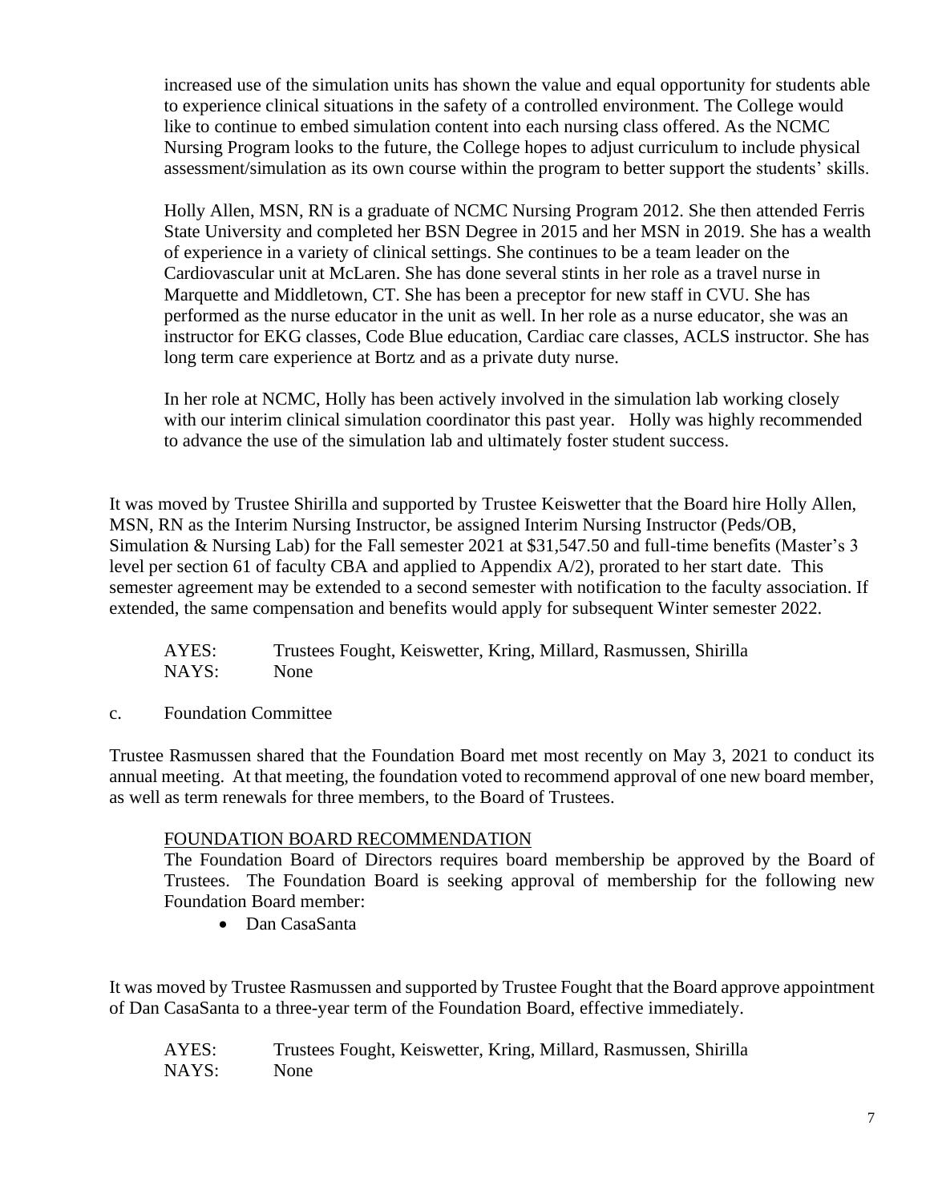increased use of the simulation units has shown the value and equal opportunity for students able to experience clinical situations in the safety of a controlled environment. The College would like to continue to embed simulation content into each nursing class offered. As the NCMC Nursing Program looks to the future, the College hopes to adjust curriculum to include physical assessment/simulation as its own course within the program to better support the students' skills.

Holly Allen, MSN, RN is a graduate of NCMC Nursing Program 2012. She then attended Ferris State University and completed her BSN Degree in 2015 and her MSN in 2019. She has a wealth of experience in a variety of clinical settings. She continues to be a team leader on the Cardiovascular unit at McLaren. She has done several stints in her role as a travel nurse in Marquette and Middletown, CT. She has been a preceptor for new staff in CVU. She has performed as the nurse educator in the unit as well. In her role as a nurse educator, she was an instructor for EKG classes, Code Blue education, Cardiac care classes, ACLS instructor. She has long term care experience at Bortz and as a private duty nurse.

In her role at NCMC, Holly has been actively involved in the simulation lab working closely with our interim clinical simulation coordinator this past year. Holly was highly recommended to advance the use of the simulation lab and ultimately foster student success.

It was moved by Trustee Shirilla and supported by Trustee Keiswetter that the Board hire Holly Allen, MSN, RN as the Interim Nursing Instructor, be assigned Interim Nursing Instructor (Peds/OB, Simulation & Nursing Lab) for the Fall semester 2021 at $31,547.50 and full-time benefits (Master's 3 level per section 61 of faculty CBA and applied to Appendix A/2), prorated to her start date. This semester agreement may be extended to a second semester with notification to the faculty association. If extended, the same compensation and benefits would apply for subsequent Winter semester 2022.

AYES: Trustees Fought, Keiswetter, Kring, Millard, Rasmussen, Shirilla
NAYS: None

c. Foundation Committee

Trustee Rasmussen shared that the Foundation Board met most recently on May 3, 2021 to conduct its annual meeting. At that meeting, the foundation voted to recommend approval of one new board member, as well as term renewals for three members, to the Board of Trustees.

FOUNDATION BOARD RECOMMENDATION

The Foundation Board of Directors requires board membership be approved by the Board of Trustees. The Foundation Board is seeking approval of membership for the following new Foundation Board member:

- Dan CasaSanta

It was moved by Trustee Rasmussen and supported by Trustee Fought that the Board approve appointment of Dan CasaSanta to a three-year term of the Foundation Board, effective immediately.

AYES: Trustees Fought, Keiswetter, Kring, Millard, Rasmussen, Shirilla
NAYS: None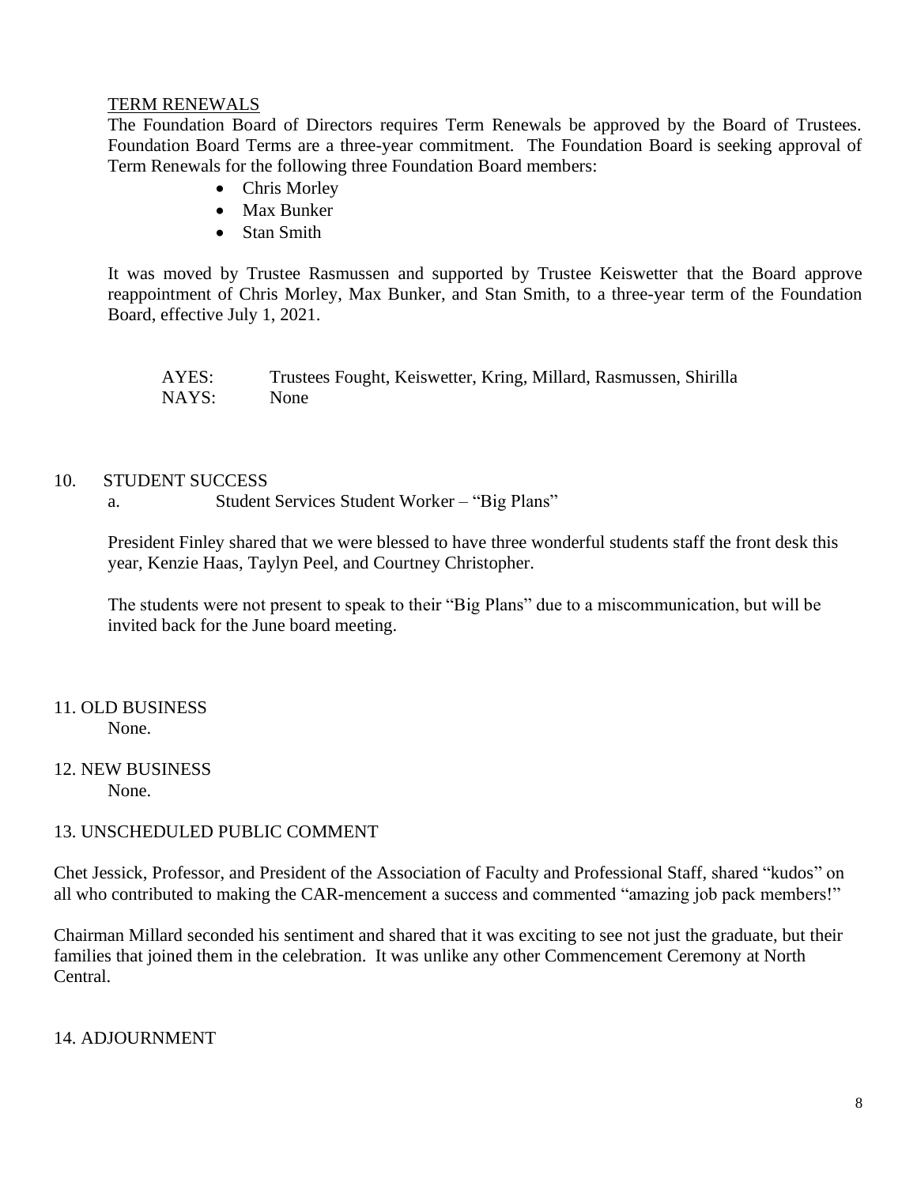TERM RENEWALS

The Foundation Board of Directors requires Term Renewals be approved by the Board of Trustees. Foundation Board Terms are a three-year commitment. The Foundation Board is seeking approval of Term Renewals for the following three Foundation Board members:

- Chris Morley
- Max Bunker
- Stan Smith

It was moved by Trustee Rasmussen and supported by Trustee Keiswetter that the Board approve reappointment of Chris Morley, Max Bunker, and Stan Smith, to a three-year term of the Foundation Board, effective July 1, 2021.

AYES: Trustees Fought, Keiswetter, Kring, Millard, Rasmussen, Shirilla
NAYS: None

10. STUDENT SUCCESS

a. Student Services Student Worker – "Big Plans"

President Finley shared that we were blessed to have three wonderful students staff the front desk this year, Kenzie Haas, Taylyn Peel, and Courtney Christopher.

The students were not present to speak to their "Big Plans" due to a miscommunication, but will be invited back for the June board meeting.

11. OLD BUSINESS

None.

12. NEW BUSINESS

None.

13. UNSCHEDULED PUBLIC COMMENT

Chet Jessick, Professor, and President of the Association of Faculty and Professional Staff, shared "kudos" on all who contributed to making the CAR-mencement a success and commented "amazing job pack members!"

Chairman Millard seconded his sentiment and shared that it was exciting to see not just the graduate, but their families that joined them in the celebration. It was unlike any other Commencement Ceremony at North Central.

14. ADJOURNMENT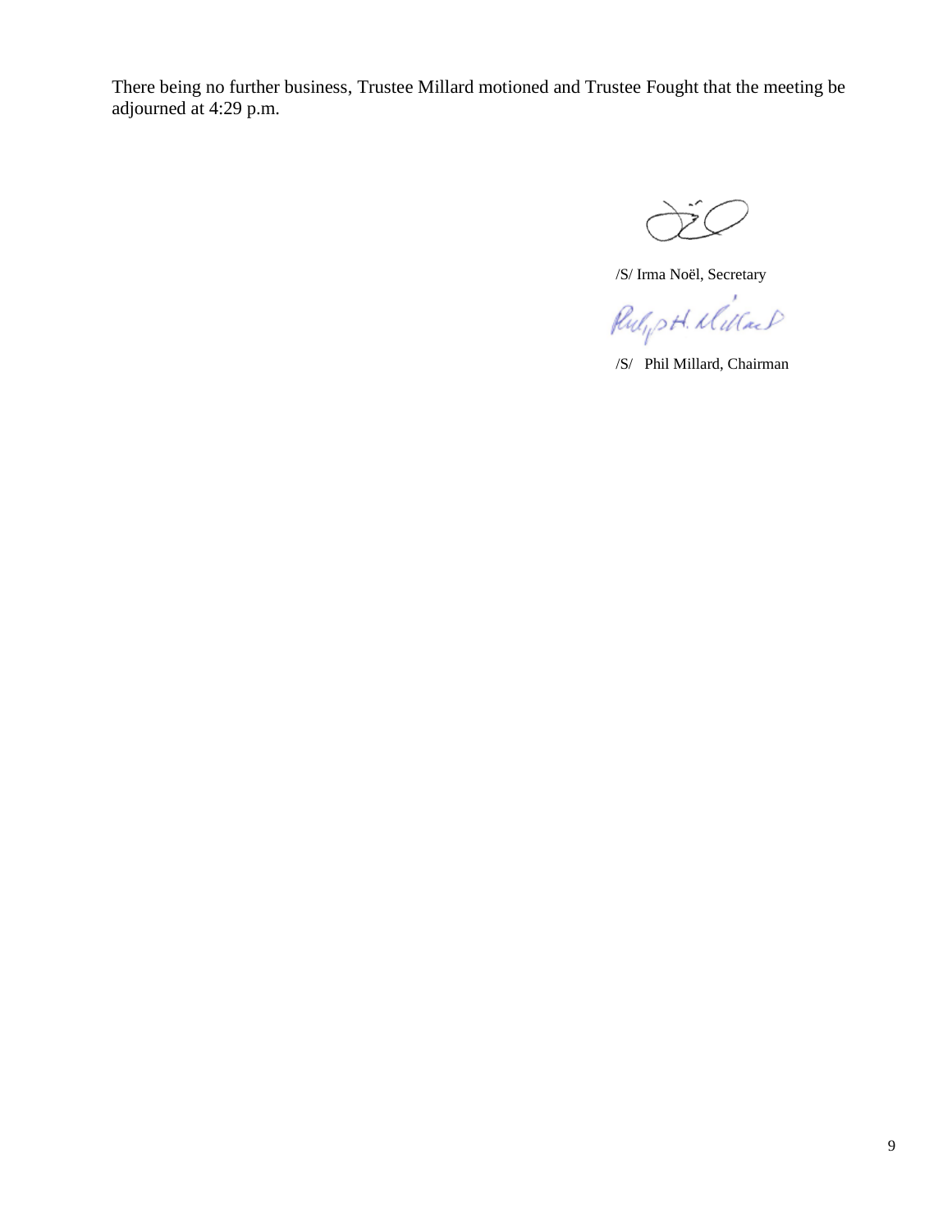There being no further business, Trustee Millard motioned and Trustee Fought that the meeting be adjourned at 4:29 p.m.

/S/ Irma Noël, Secretary

/S/ Phil Millard, Chairman